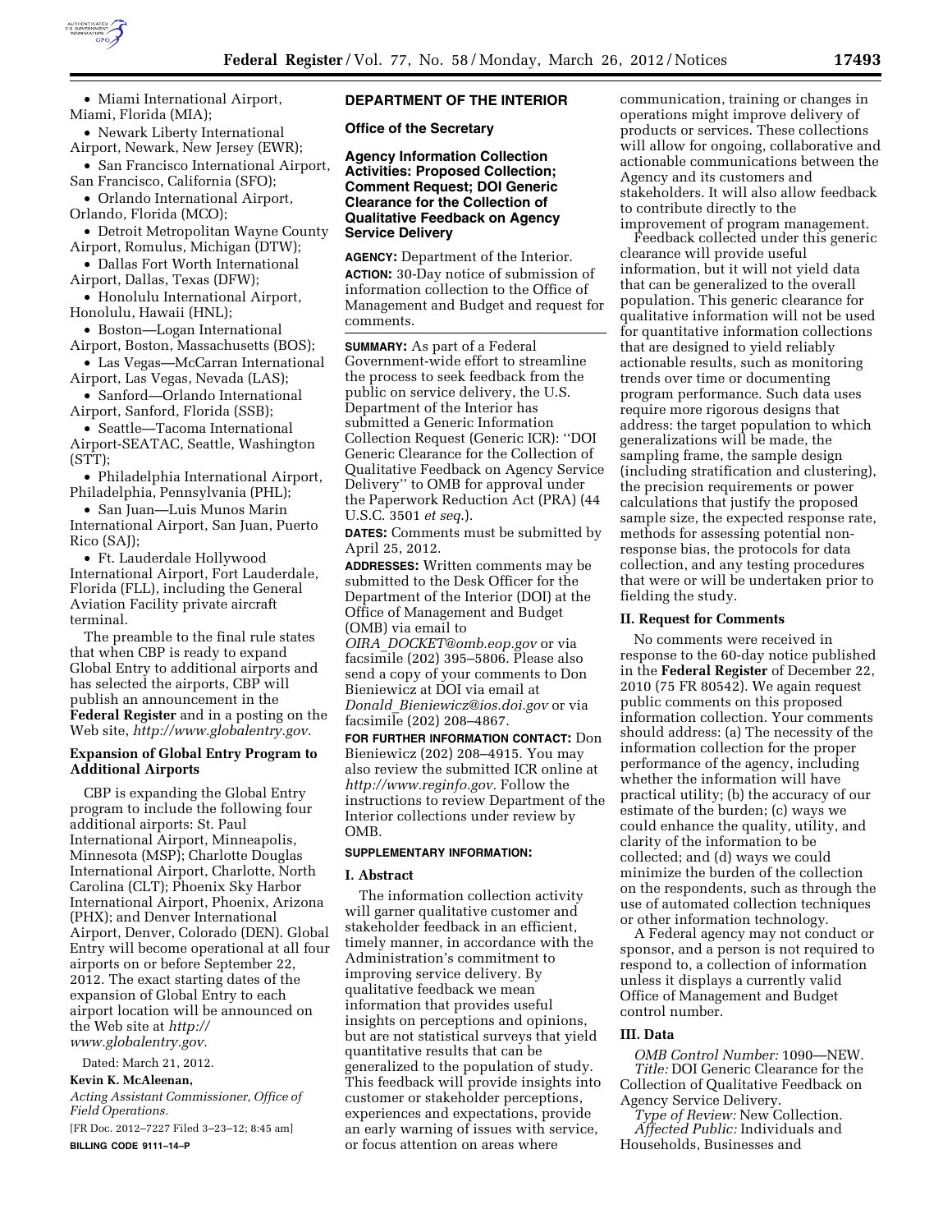- Miami International Airport, Miami, Florida (MIA);
- Newark Liberty International Airport, Newark, New Jersey (EWR);
- San Francisco International Airport, San Francisco, California (SFO);
- Orlando International Airport, Orlando, Florida (MCO);
- Detroit Metropolitan Wayne County Airport, Romulus, Michigan (DTW);
- Dallas Fort Worth International Airport, Dallas, Texas (DFW);
- Honolulu International Airport, Honolulu, Hawaii (HNL);
- Boston—Logan International Airport, Boston, Massachusetts (BOS);
- Las Vegas—McCarran International Airport, Las Vegas, Nevada (LAS);
- Sanford—Orlando International Airport, Sanford, Florida (SSB);
- Seattle—Tacoma International Airport-SEATAC, Seattle, Washington (STT);
- Philadelphia International Airport, Philadelphia, Pennsylvania (PHL);
- San Juan—Luis Munos Marin International Airport, San Juan, Puerto Rico (SAJ);
- Ft. Lauderdale Hollywood International Airport, Fort Lauderdale, Florida (FLL), including the General Aviation Facility private aircraft terminal.

The preamble to the final rule states that when CBP is ready to expand Global Entry to additional airports and has selected the airports, CBP will publish an announcement in the **Federal Register** and in a posting on the Web site, *http://www.globalentry.gov.*

### Expansion of Global Entry Program to Additional Airports

CBP is expanding the Global Entry program to include the following four additional airports: St. Paul International Airport, Minneapolis, Minnesota (MSP); Charlotte Douglas International Airport, Charlotte, North Carolina (CLT); Phoenix Sky Harbor International Airport, Phoenix, Arizona (PHX); and Denver International Airport, Denver, Colorado (DEN). Global Entry will become operational at all four airports on or before September 22, 2012. The exact starting dates of the expansion of Global Entry to each airport location will be announced on the Web site at *http://www.globalentry.gov.*

Dated: March 21, 2012.

**Kevin K. McAleenan,**

*Acting Assistant Commissioner, Office of Field Operations.*

[FR Doc. 2012–7227 Filed 3–23–12; 8:45 am]

**BILLING CODE 9111–14–P**

## DEPARTMENT OF THE INTERIOR

### Office of the Secretary

### Agency Information Collection Activities: Proposed Collection; Comment Request; DOI Generic Clearance for the Collection of Qualitative Feedback on Agency Service Delivery

**AGENCY:** Department of the Interior.

**ACTION:** 30-Day notice of submission of information collection to the Office of Management and Budget and request for comments.

**SUMMARY:** As part of a Federal Government-wide effort to streamline the process to seek feedback from the public on service delivery, the U.S. Department of the Interior has submitted a Generic Information Collection Request (Generic ICR): ''DOI Generic Clearance for the Collection of Qualitative Feedback on Agency Service Delivery'' to OMB for approval under the Paperwork Reduction Act (PRA) (44 U.S.C. 3501 *et seq.*).

**DATES:** Comments must be submitted by April 25, 2012.

**ADDRESSES:** Written comments may be submitted to the Desk Officer for the Department of the Interior (DOI) at the Office of Management and Budget (OMB) via email to *OIRA_DOCKET@omb.eop.gov* or via facsimile (202) 395–5806. Please also send a copy of your comments to Don Bieniewicz at DOI via email at *Donald_Bieniewicz@ios.doi.gov* or via facsimile (202) 208–4867.

**FOR FURTHER INFORMATION CONTACT:** Don Bieniewicz (202) 208–4915. You may also review the submitted ICR online at *http://www.reginfo.gov.* Follow the instructions to review Department of the Interior collections under review by OMB.

**SUPPLEMENTARY INFORMATION:**

### I. Abstract

The information collection activity will garner qualitative customer and stakeholder feedback in an efficient, timely manner, in accordance with the Administration's commitment to improving service delivery. By qualitative feedback we mean information that provides useful insights on perceptions and opinions, but are not statistical surveys that yield quantitative results that can be generalized to the population of study. This feedback will provide insights into customer or stakeholder perceptions, experiences and expectations, provide an early warning of issues with service, or focus attention on areas where communication, training or changes in operations might improve delivery of products or services. These collections will allow for ongoing, collaborative and actionable communications between the Agency and its customers and stakeholders. It will also allow feedback to contribute directly to the improvement of program management.

Feedback collected under this generic clearance will provide useful information, but it will not yield data that can be generalized to the overall population. This generic clearance for qualitative information will not be used for quantitative information collections that are designed to yield reliably actionable results, such as monitoring trends over time or documenting program performance. Such data uses require more rigorous designs that address: the target population to which generalizations will be made, the sampling frame, the sample design (including stratification and clustering), the precision requirements or power calculations that justify the proposed sample size, the expected response rate, methods for assessing potential non-response bias, the protocols for data collection, and any testing procedures that were or will be undertaken prior to fielding the study.

### II. Request for Comments

No comments were received in response to the 60-day notice published in the **Federal Register** of December 22, 2010 (75 FR 80542). We again request public comments on this proposed information collection. Your comments should address: (a) The necessity of the information collection for the proper performance of the agency, including whether the information will have practical utility; (b) the accuracy of our estimate of the burden; (c) ways we could enhance the quality, utility, and clarity of the information to be collected; and (d) ways we could minimize the burden of the collection on the respondents, such as through the use of automated collection techniques or other information technology.

A Federal agency may not conduct or sponsor, and a person is not required to respond to, a collection of information unless it displays a currently valid Office of Management and Budget control number.

### III. Data

*OMB Control Number:* 1090—NEW.

*Title:* DOI Generic Clearance for the Collection of Qualitative Feedback on Agency Service Delivery.

*Type of Review:* New Collection.

*Affected Public:* Individuals and Households, Businesses and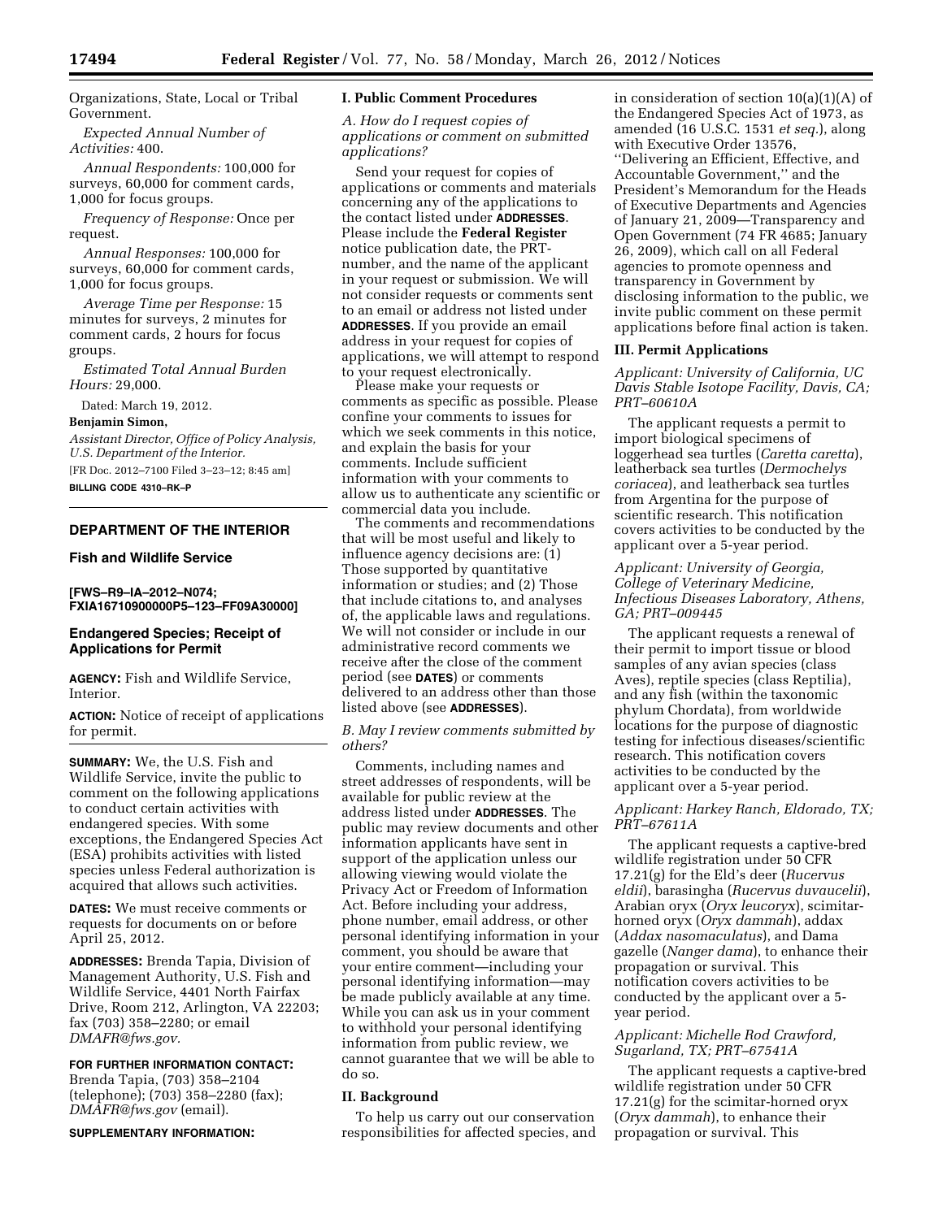Organizations, State, Local or Tribal Government.

*Expected Annual Number of Activities:* 400.

*Annual Respondents:* 100,000 for surveys, 60,000 for comment cards, 1,000 for focus groups.

*Frequency of Response:* Once per request.

*Annual Responses:* 100,000 for surveys, 60,000 for comment cards, 1,000 for focus groups.

*Average Time per Response:* 15 minutes for surveys, 2 minutes for comment cards, 2 hours for focus groups.

*Estimated Total Annual Burden Hours:* 29,000.

Dated: March 19, 2012.

**Benjamin Simon,**

*Assistant Director, Office of Policy Analysis, U.S. Department of the Interior.*

[FR Doc. 2012–7100 Filed 3–23–12; 8:45 am]

**BILLING CODE 4310–RK–P**

---

## DEPARTMENT OF THE INTERIOR

### Fish and Wildlife Service

**[FWS–R9–IA–2012–N074; FXIA16710900000P5–123–FF09A30000]**

### Endangered Species; Receipt of Applications for Permit

**AGENCY:** Fish and Wildlife Service, Interior.

**ACTION:** Notice of receipt of applications for permit.

**SUMMARY:** We, the U.S. Fish and Wildlife Service, invite the public to comment on the following applications to conduct certain activities with endangered species. With some exceptions, the Endangered Species Act (ESA) prohibits activities with listed species unless Federal authorization is acquired that allows such activities.

**DATES:** We must receive comments or requests for documents on or before April 25, 2012.

**ADDRESSES:** Brenda Tapia, Division of Management Authority, U.S. Fish and Wildlife Service, 4401 North Fairfax Drive, Room 212, Arlington, VA 22203; fax (703) 358–2280; or email *DMAFR@fws.gov.*

**FOR FURTHER INFORMATION CONTACT:** Brenda Tapia, (703) 358–2104 (telephone); (703) 358–2280 (fax); *DMAFR@fws.gov* (email).

**SUPPLEMENTARY INFORMATION:**

#### I. Public Comment Procedures

*A. How do I request copies of applications or comment on submitted applications?*

Send your request for copies of applications or comments and materials concerning any of the applications to the contact listed under **ADDRESSES**. Please include the **Federal Register** notice publication date, the PRT-number, and the name of the applicant in your request or submission. We will not consider requests or comments sent to an email or address not listed under **ADDRESSES**. If you provide an email address in your request for copies of applications, we will attempt to respond to your request electronically.

Please make your requests or comments as specific as possible. Please confine your comments to issues for which we seek comments in this notice, and explain the basis for your comments. Include sufficient information with your comments to allow us to authenticate any scientific or commercial data you include.

The comments and recommendations that will be most useful and likely to influence agency decisions are: (1) Those supported by quantitative information or studies; and (2) Those that include citations to, and analyses of, the applicable laws and regulations. We will not consider or include in our administrative record comments we receive after the close of the comment period (see **DATES**) or comments delivered to an address other than those listed above (see **ADDRESSES**).

*B. May I review comments submitted by others?*

Comments, including names and street addresses of respondents, will be available for public review at the address listed under **ADDRESSES**. The public may review documents and other information applicants have sent in support of the application unless our allowing viewing would violate the Privacy Act or Freedom of Information Act. Before including your address, phone number, email address, or other personal identifying information in your comment, you should be aware that your entire comment—including your personal identifying information—may be made publicly available at any time. While you can ask us in your comment to withhold your personal identifying information from public review, we cannot guarantee that we will be able to do so.

#### II. Background

To help us carry out our conservation responsibilities for affected species, and in consideration of section 10(a)(1)(A) of the Endangered Species Act of 1973, as amended (16 U.S.C. 1531 *et seq.*), along with Executive Order 13576, ''Delivering an Efficient, Effective, and Accountable Government,'' and the President's Memorandum for the Heads of Executive Departments and Agencies of January 21, 2009—Transparency and Open Government (74 FR 4685; January 26, 2009), which call on all Federal agencies to promote openness and transparency in Government by disclosing information to the public, we invite public comment on these permit applications before final action is taken.

#### III. Permit Applications

*Applicant: University of California, UC Davis Stable Isotope Facility, Davis, CA; PRT–60610A*

The applicant requests a permit to import biological specimens of loggerhead sea turtles (*Caretta caretta*), leatherback sea turtles (*Dermochelys coriacea*), and leatherback sea turtles from Argentina for the purpose of scientific research. This notification covers activities to be conducted by the applicant over a 5-year period.

*Applicant: University of Georgia, College of Veterinary Medicine, Infectious Diseases Laboratory, Athens, GA; PRT–009445*

The applicant requests a renewal of their permit to import tissue or blood samples of any avian species (class Aves), reptile species (class Reptilia), and any fish (within the taxonomic phylum Chordata), from worldwide locations for the purpose of diagnostic testing for infectious diseases/scientific research. This notification covers activities to be conducted by the applicant over a 5-year period.

*Applicant: Harkey Ranch, Eldorado, TX; PRT–67611A*

The applicant requests a captive-bred wildlife registration under 50 CFR 17.21(g) for the Eld's deer (*Rucervus eldii*), barasingha (*Rucervus duvaucelii*), Arabian oryx (*Oryx leucoryx*), scimitar-horned oryx (*Oryx dammah*), addax (*Addax nasomaculatus*), and Dama gazelle (*Nanger dama*), to enhance their propagation or survival. This notification covers activities to be conducted by the applicant over a 5-year period.

*Applicant: Michelle Rod Crawford, Sugarland, TX; PRT–67541A*

The applicant requests a captive-bred wildlife registration under 50 CFR 17.21(g) for the scimitar-horned oryx (*Oryx dammah*), to enhance their propagation or survival. This